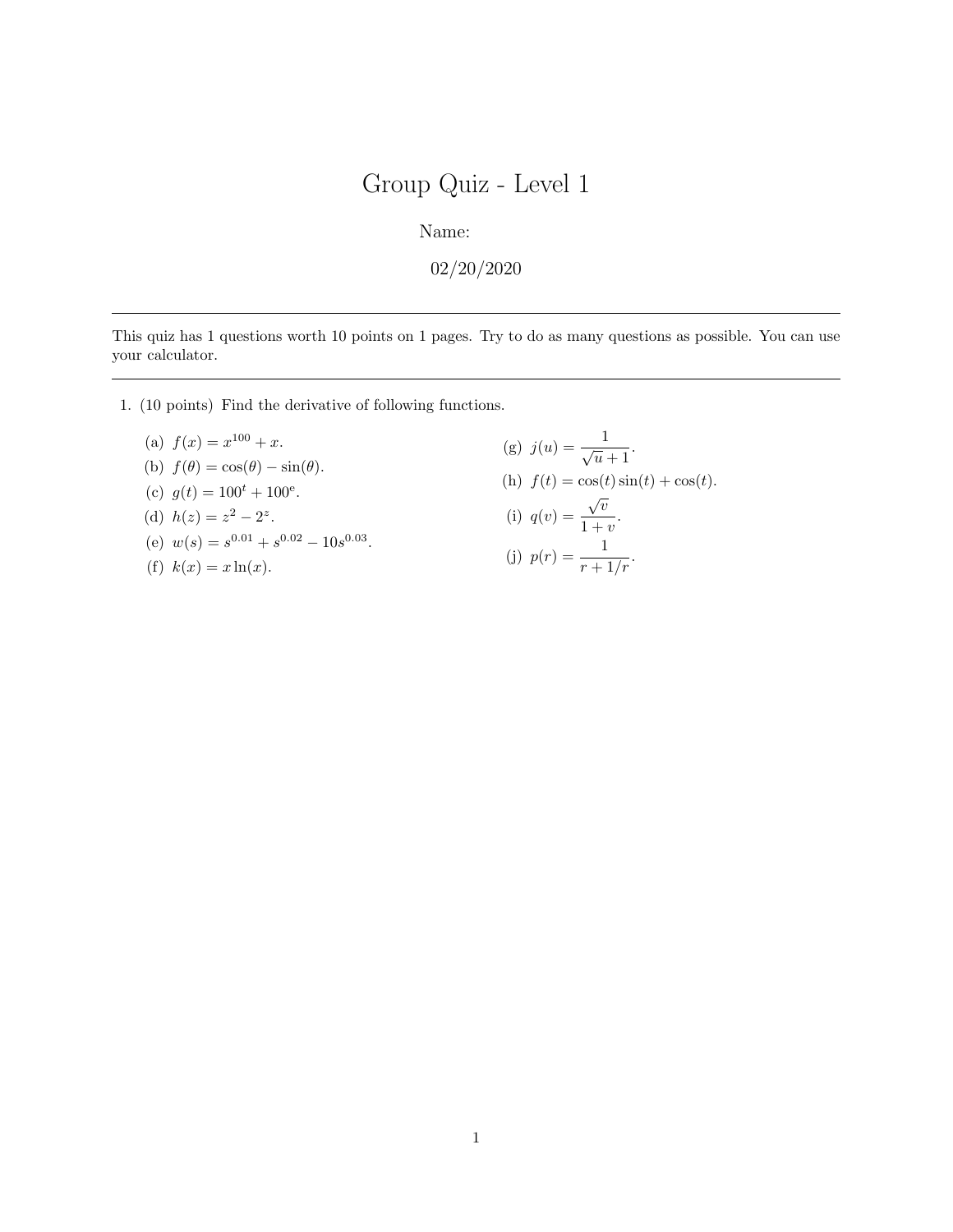# Group Quiz - Level 1

Name:

02/20/2020

---

This quiz has 1 questions worth 10 points on 1 pages. Try to do as many questions as possible. You can use your calculator.

---

1. (10 points) Find the derivative of following functions.

   (a) $f(x) = x^{100} + x$.

   (b) $f(\theta) = \cos(\theta) - \sin(\theta)$.

   (c) $g(t) = 100^t + 100^e$.

   (d) $h(z) = z^2 - 2^z$.

   (e) $w(s) = s^{0.01} + s^{0.02} - 10s^{0.03}$.

   (f) $k(x) = x \ln(x)$.

   (g) $j(u) = \dfrac{1}{\sqrt{u} + 1}$.

   (h) $f(t) = \cos(t)\sin(t) + \cos(t)$.

   (i) $q(v) = \dfrac{\sqrt{v}}{1 + v}$.

   (j) $p(r) = \dfrac{1}{r + 1/r}$.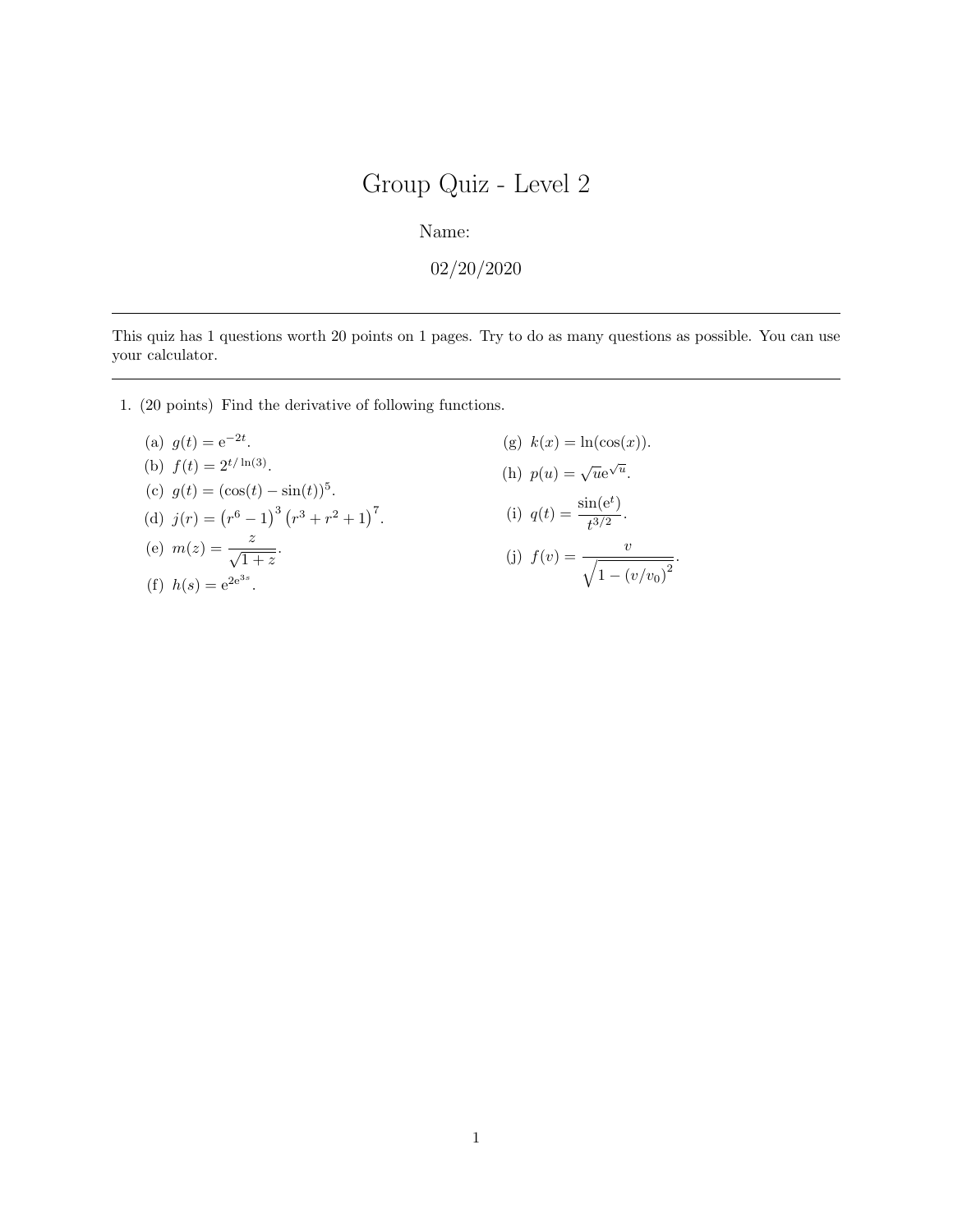# Group Quiz - Level 2

Name:

02/20/2020

---

This quiz has 1 questions worth 20 points on 1 pages. Try to do as many questions as possible. You can use your calculator.

---

1. (20 points) Find the derivative of following functions.

   (a) $g(t) = \mathrm{e}^{-2t}$.

   (b) $f(t) = 2^{t/\ln(3)}$.

   (c) $g(t) = (\cos(t) - \sin(t))^5$.

   (d) $j(r) = \left(r^6 - 1\right)^3 \left(r^3 + r^2 + 1\right)^7$.

   (e) $m(z) = \dfrac{z}{\sqrt{1+z}}$.

   (f) $h(s) = \mathrm{e}^{2\mathrm{e}^{3s}}$.

   (g) $k(x) = \ln(\cos(x))$.

   (h) $p(u) = \sqrt{u}\mathrm{e}^{\sqrt{u}}$.

   (i) $q(t) = \dfrac{\sin(\mathrm{e}^t)}{t^{3/2}}$.

   (j) $f(v) = \dfrac{v}{\sqrt{1 - \left(v/v_0\right)^2}}$.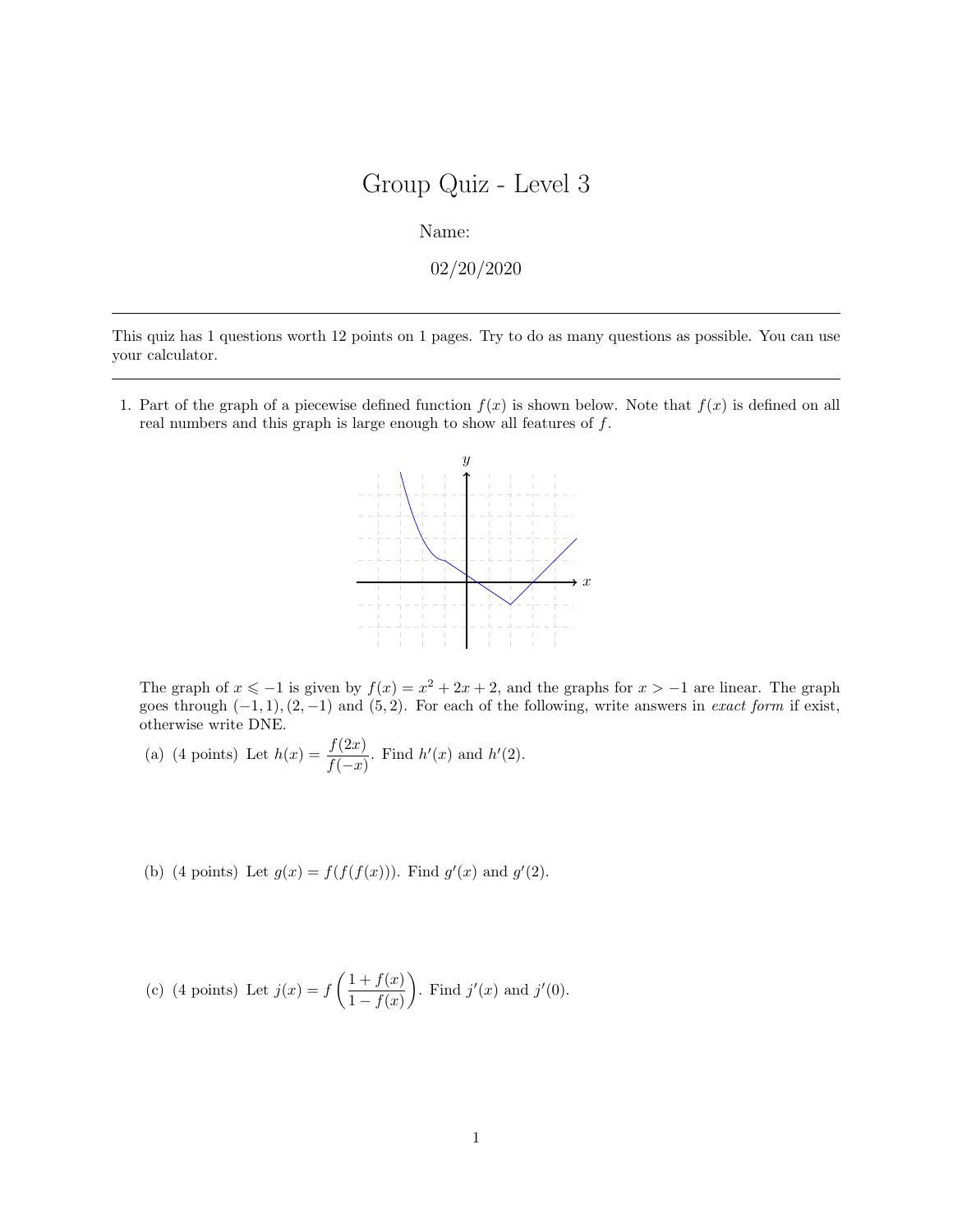# Group Quiz - Level 3

Name:

02/20/2020

---

This quiz has 1 questions worth 12 points on 1 pages. Try to do as many questions as possible. You can use your calculator.

---

1. Part of the graph of a piecewise defined function $f(x)$ is shown below. Note that $f(x)$ is defined on all real numbers and this graph is large enough to show all features of $f$.

   The graph of $x \leqslant -1$ is given by $f(x) = x^2 + 2x + 2$, and the graphs for $x > -1$ are linear. The graph goes through $(-1, 1), (2, -1)$ and $(5, 2)$. For each of the following, write answers in *exact form* if exist, otherwise write DNE.

   (a) (4 points) Let $h(x) = \dfrac{f(2x)}{f(-x)}$. Find $h'(x)$ and $h'(2)$.

   (b) (4 points) Let $g(x) = f(f(f(x)))$. Find $g'(x)$ and $g'(2)$.

   (c) (4 points) Let $j(x) = f\left(\dfrac{1 + f(x)}{1 - f(x)}\right)$. Find $j'(x)$ and $j'(0)$.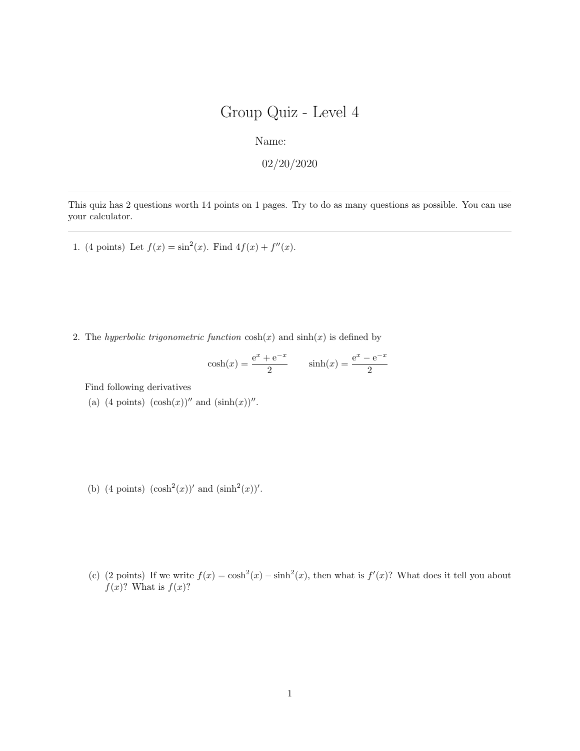# Group Quiz - Level 4

Name:

02/20/2020

---

This quiz has 2 questions worth 14 points on 1 pages. Try to do as many questions as possible. You can use your calculator.

---

1. (4 points) Let $f(x) = \sin^2(x)$. Find $4f(x) + f''(x)$.

2. The *hyperbolic trigonometric function* $\cosh(x)$ and $\sinh(x)$ is defined by

$$\cosh(x) = \frac{e^x + e^{-x}}{2} \qquad \sinh(x) = \frac{e^x - e^{-x}}{2}$$

Find following derivatives

(a) (4 points) $(\cosh(x))''$ and $(\sinh(x))''$.

(b) (4 points) $(\cosh^2(x))'$ and $(\sinh^2(x))'$.

(c) (2 points) If we write $f(x) = \cosh^2(x) - \sinh^2(x)$, then what is $f'(x)$? What does it tell you about $f(x)$? What is $f(x)$?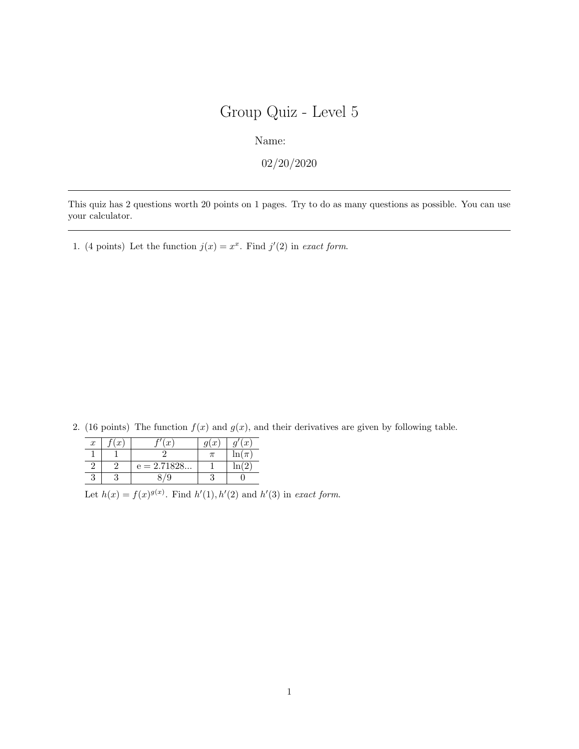# Group Quiz - Level 5

Name:

02/20/2020

---

This quiz has 2 questions worth 20 points on 1 pages. Try to do as many questions as possible. You can use your calculator.

---

1. (4 points) Let the function $j(x) = x^x$. Find $j'(2)$ in *exact form*.

2. (16 points) The function $f(x)$ and $g(x)$, and their derivatives are given by following table.

| $x$ | $f(x)$ | $f'(x)$ | $g(x)$ | $g'(x)$ |
|---|---|---|---|---|
| 1 | 1 | 2 | $\pi$ | $\ln(\pi)$ |
| 2 | 2 | e = 2.71828... | 1 | $\ln(2)$ |
| 3 | 3 | 8/9 | 3 | 0 |

Let $h(x) = f(x)^{g(x)}$. Find $h'(1), h'(2)$ and $h'(3)$ in *exact form*.